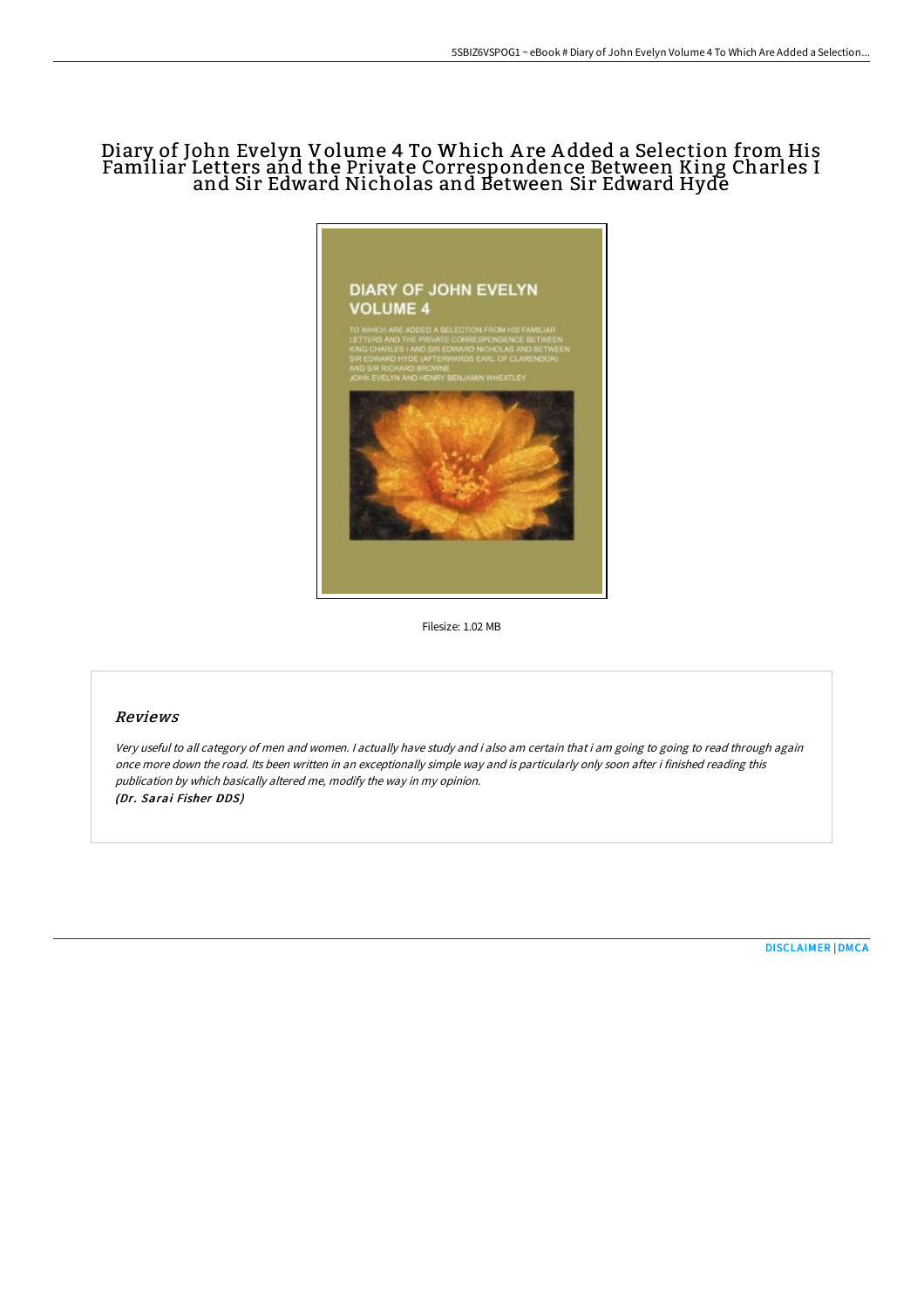# Diary of John Evelyn Volume 4 To Which Are Added a Selection from His Familiar Letters and the Private Correspondence Between King Charles I and Sir Edward Nicholas and Between Sir Edward Hyde

Filesize: 1.02 MB

## *Reviews*

*Very useful to all category of men and women. I actually have study and i also am certain that i am going to going to read through again once more down the road. Its been written in an exceptionally simple way and is particularly only soon after i finished reading this publication by which basically altered me, modify the way in my opinion.*
*(Dr. Sarai Fisher DDS)*

DISCLAIMER | DMCA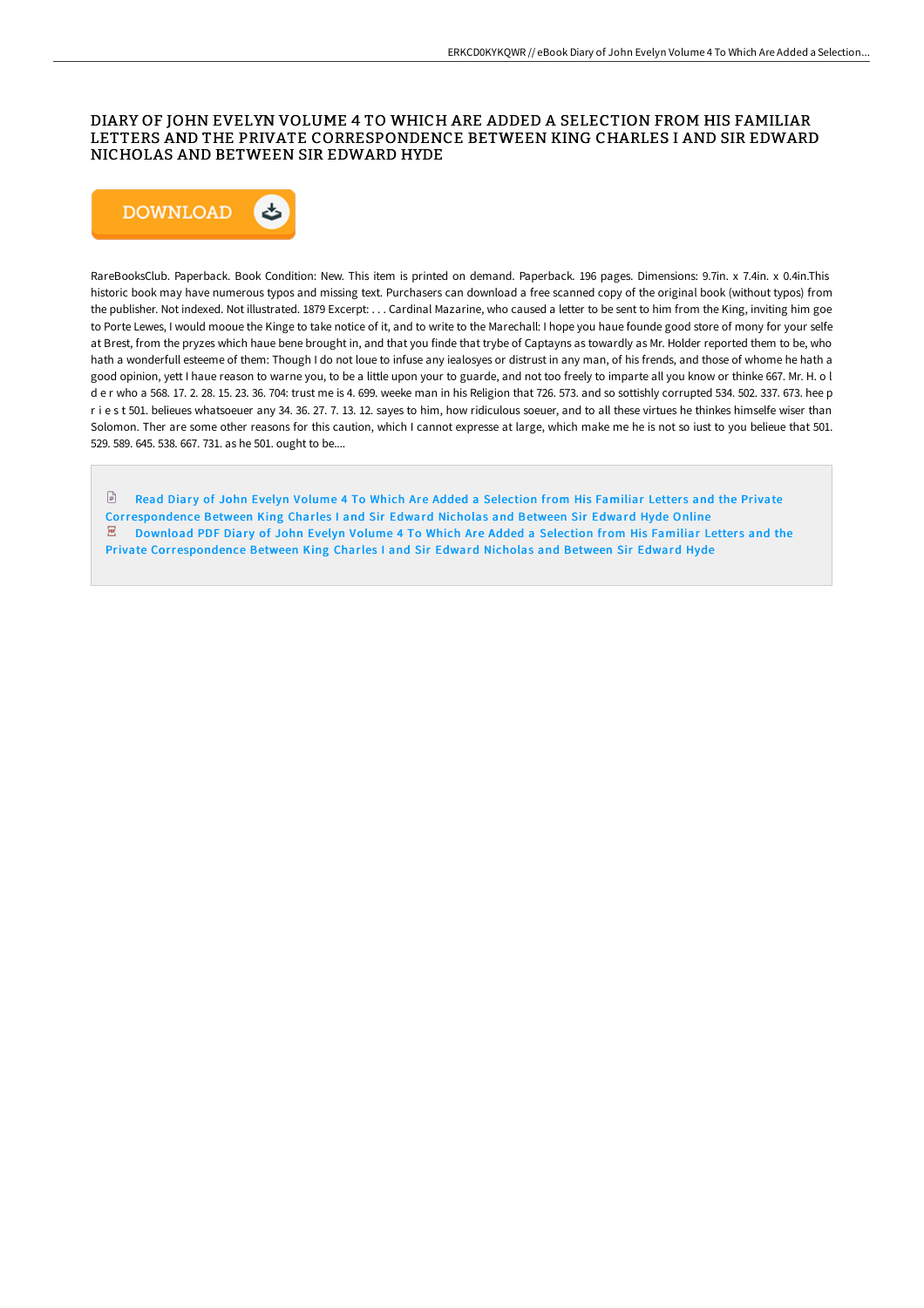# DIARY OF JOHN EVELYN VOLUME 4 TO WHICH ARE ADDED A SELECTION FROM HIS FAMILIAR LETTERS AND THE PRIVATE CORRESPONDENCE BETWEEN KING CHARLES I AND SIR EDWARD NICHOLAS AND BETWEEN SIR EDWARD HYDE

RareBooksClub. Paperback. Book Condition: New. This item is printed on demand. Paperback. 196 pages. Dimensions: 9.7in. x 7.4in. x 0.4in.This historic book may have numerous typos and missing text. Purchasers can download a free scanned copy of the original book (without typos) from the publisher. Not indexed. Not illustrated. 1879 Excerpt: . . . Cardinal Mazarine, who caused a letter to be sent to him from the King, inviting him goe to Porte Lewes, I would mooue the Kinge to take notice of it, and to write to the Marechall: I hope you haue founde good store of mony for your selfe at Brest, from the pryzes which haue bene brought in, and that you finde that trybe of Captayns as towardly as Mr. Holder reported them to be, who hath a wonderfull esteeme of them: Though I do not loue to infuse any iealosyes or distrust in any man, of his frends, and those of whome he hath a good opinion, yett I haue reason to warne you, to be a little upon your to guarde, and not too freely to imparte all you know or thinke 667. Mr. H. o l d e r who a 568. 17. 2. 28. 15. 23. 36. 704: trust me is 4. 699. weeke man in his Religion that 726. 573. and so sottishly corrupted 534. 502. 337. 673. hee p r i e s t 501. belieues whatsoeuer any 34. 36. 27. 7. 13. 12. sayes to him, how ridiculous soeuer, and to all these virtues he thinkes himselfe wiser than Solomon. Ther are some other reasons for this caution, which I cannot expresse at large, which make me he is not so iust to you belieue that 501. 529. 589. 645. 538. 667. 731. as he 501. ought to be....

Read Diary of John Evelyn Volume 4 To Which Are Added a Selection from His Familiar Letters and the Private Correspondence Between King Charles I and Sir Edward Nicholas and Between Sir Edward Hyde Online

Download PDF Diary of John Evelyn Volume 4 To Which Are Added a Selection from His Familiar Letters and the Private Correspondence Between King Charles I and Sir Edward Nicholas and Between Sir Edward Hyde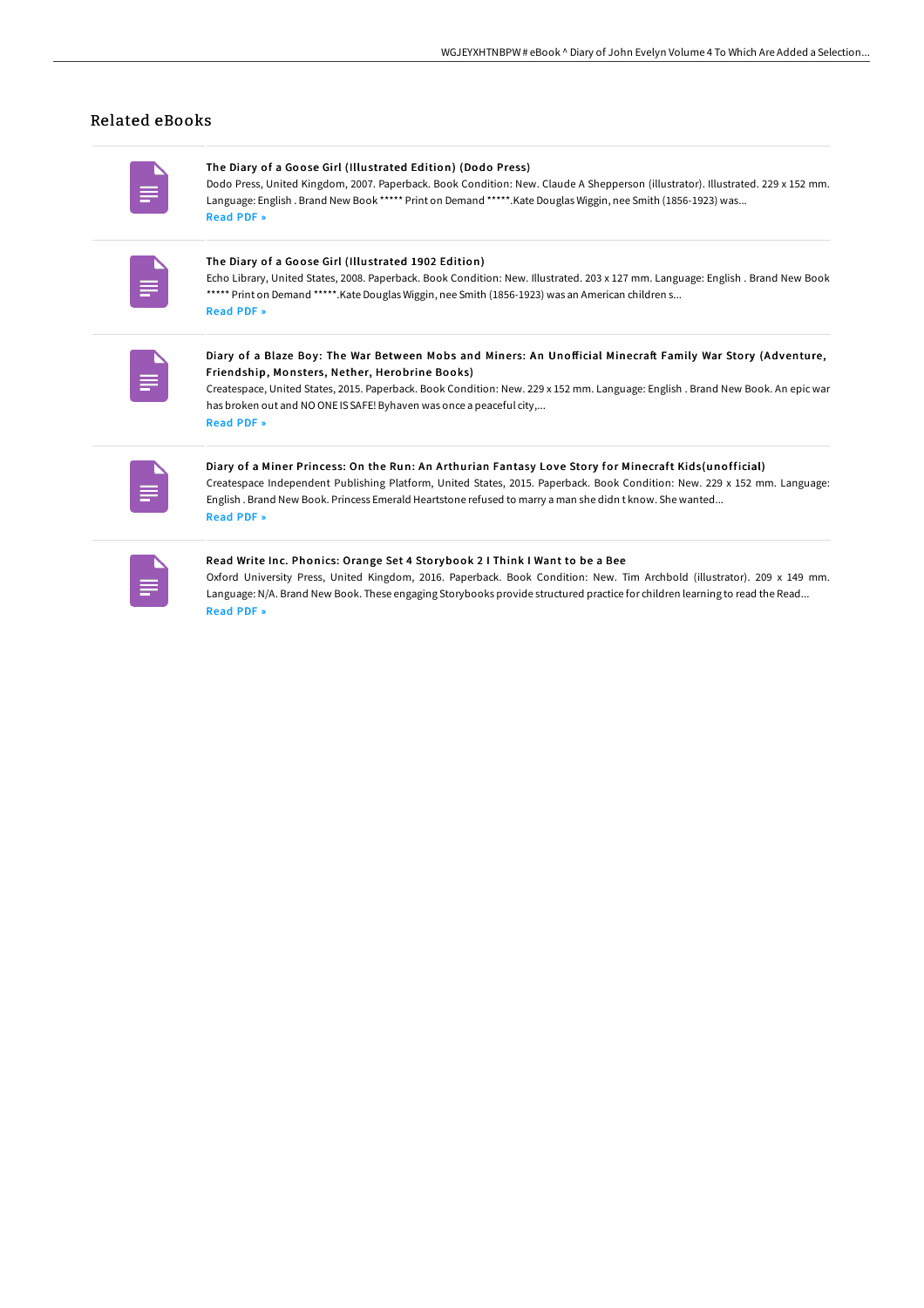## Related eBooks

### The Diary of a Goose Girl (Illustrated Edition) (Dodo Press)

Dodo Press, United Kingdom, 2007. Paperback. Book Condition: New. Claude A Shepperson (illustrator). Illustrated. 229 x 152 mm. Language: English . Brand New Book ***** Print on Demand *****.Kate Douglas Wiggin, nee Smith (1856-1923) was...

Read PDF »

### The Diary of a Goose Girl (Illustrated 1902 Edition)

Echo Library, United States, 2008. Paperback. Book Condition: New. Illustrated. 203 x 127 mm. Language: English . Brand New Book ***** Print on Demand *****.Kate Douglas Wiggin, nee Smith (1856-1923) was an American children s...

Read PDF »

### Diary of a Blaze Boy: The War Between Mobs and Miners: An Unofficial Minecraft Family War Story (Adventure, Friendship, Monsters, Nether, Herobrine Books)

Createspace, United States, 2015. Paperback. Book Condition: New. 229 x 152 mm. Language: English . Brand New Book. An epic war has broken out and NO ONE IS SAFE! Byhaven was once a peaceful city,...

Read PDF »

### Diary of a Miner Princess: On the Run: An Arthurian Fantasy Love Story for Minecraft Kids(unofficial)

Createspace Independent Publishing Platform, United States, 2015. Paperback. Book Condition: New. 229 x 152 mm. Language: English . Brand New Book. Princess Emerald Heartstone refused to marry a man she didn t know. She wanted...

Read PDF »

### Read Write Inc. Phonics: Orange Set 4 Storybook 2 I Think I Want to be a Bee

Oxford University Press, United Kingdom, 2016. Paperback. Book Condition: New. Tim Archbold (illustrator). 209 x 149 mm. Language: N/A. Brand New Book. These engaging Storybooks provide structured practice for children learning to read the Read...

Read PDF »